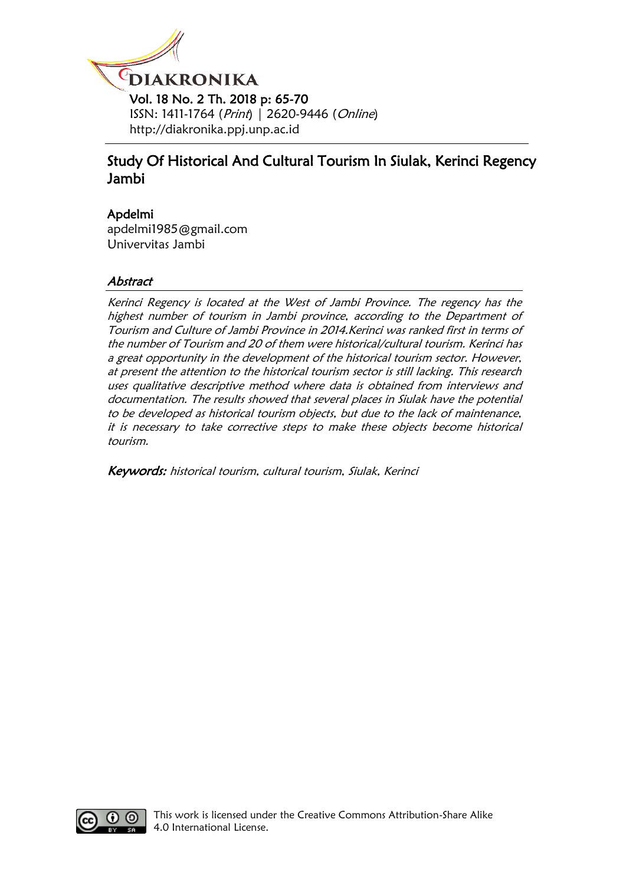# Study Of Historical And Cultural Tourism In Siulak, Kerinci Regency Jambi

**Apdelmi**
apdelmi1985@gmail.com
Univervitas Jambi

## *Abstract*

*Kerinci Regency is located at the West of Jambi Province. The regency has the highest number of tourism in Jambi province, according to the Department of Tourism and Culture of Jambi Province in 2014.Kerinci was ranked first in terms of the number of Tourism and 20 of them were historical/cultural tourism. Kerinci has a great opportunity in the development of the historical tourism sector. However, at present the attention to the historical tourism sector is still lacking. This research uses qualitative descriptive method where data is obtained from interviews and documentation. The results showed that several places in Siulak have the potential to be developed as historical tourism objects, but due to the lack of maintenance, it is necessary to take corrective steps to make these objects become historical tourism.*

***Keywords:*** *historical tourism, cultural tourism, Siulak, Kerinci*

This work is licensed under the Creative Commons Attribution-Share Alike 4.0 International License.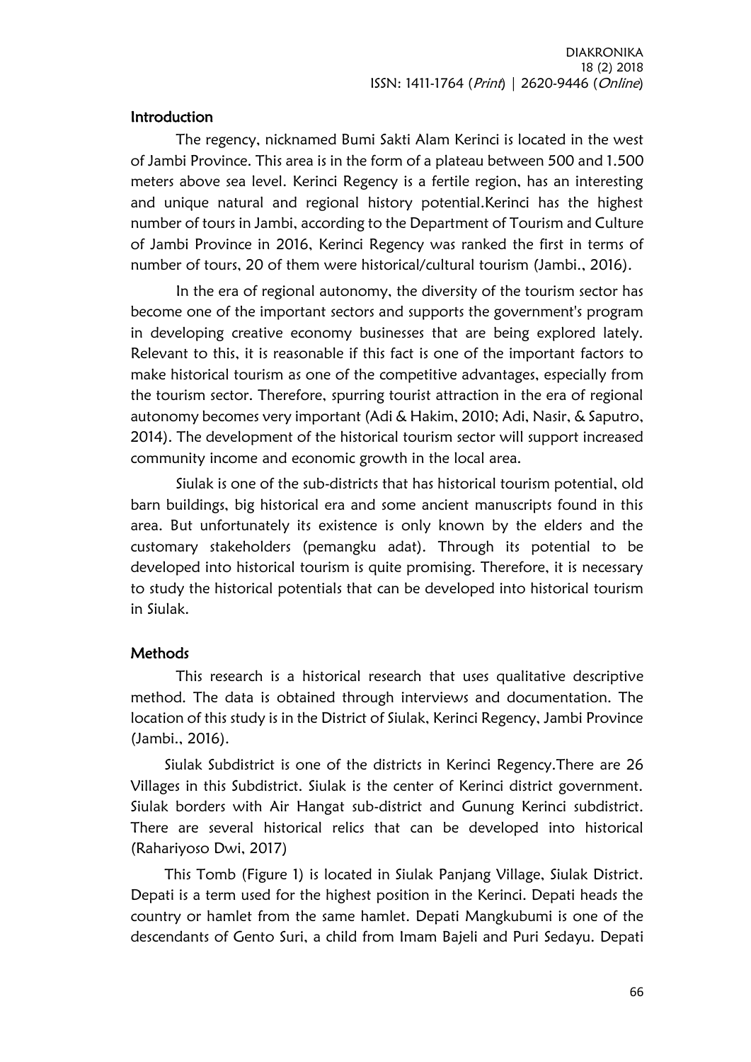## Introduction

The regency, nicknamed Bumi Sakti Alam Kerinci is located in the west of Jambi Province. This area is in the form of a plateau between 500 and 1.500 meters above sea level. Kerinci Regency is a fertile region, has an interesting and unique natural and regional history potential.Kerinci has the highest number of tours in Jambi, according to the Department of Tourism and Culture of Jambi Province in 2016, Kerinci Regency was ranked the first in terms of number of tours, 20 of them were historical/cultural tourism (Jambi., 2016).

In the era of regional autonomy, the diversity of the tourism sector has become one of the important sectors and supports the government's program in developing creative economy businesses that are being explored lately. Relevant to this, it is reasonable if this fact is one of the important factors to make historical tourism as one of the competitive advantages, especially from the tourism sector. Therefore, spurring tourist attraction in the era of regional autonomy becomes very important (Adi & Hakim, 2010; Adi, Nasir, & Saputro, 2014). The development of the historical tourism sector will support increased community income and economic growth in the local area.

Siulak is one of the sub-districts that has historical tourism potential, old barn buildings, big historical era and some ancient manuscripts found in this area. But unfortunately its existence is only known by the elders and the customary stakeholders (pemangku adat). Through its potential to be developed into historical tourism is quite promising. Therefore, it is necessary to study the historical potentials that can be developed into historical tourism in Siulak.

## Methods

This research is a historical research that uses qualitative descriptive method. The data is obtained through interviews and documentation. The location of this study is in the District of Siulak, Kerinci Regency, Jambi Province (Jambi., 2016).

Siulak Subdistrict is one of the districts in Kerinci Regency.There are 26 Villages in this Subdistrict. Siulak is the center of Kerinci district government. Siulak borders with Air Hangat sub-district and Gunung Kerinci subdistrict. There are several historical relics that can be developed into historical (Rahariyoso Dwi, 2017)

This Tomb (Figure 1) is located in Siulak Panjang Village, Siulak District. Depati is a term used for the highest position in the Kerinci. Depati heads the country or hamlet from the same hamlet. Depati Mangkubumi is one of the descendants of Gento Suri, a child from Imam Bajeli and Puri Sedayu. Depati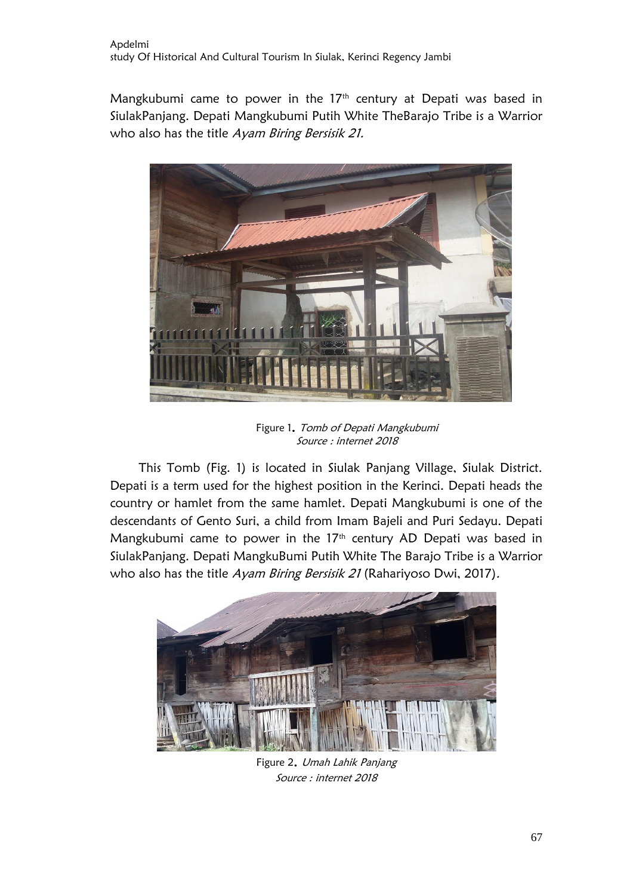Mangkubumi came to power in the 17th century at Depati was based in SiulakPanjang. Depati Mangkubumi Putih White TheBarajo Tribe is a Warrior who also has the title *Ayam Biring Bersisik 21.*

Figure 1. *Tomb of Depati Mangkubumi*
*Source : internet 2018*

This Tomb (Fig. 1) is located in Siulak Panjang Village, Siulak District. Depati is a term used for the highest position in the Kerinci. Depati heads the country or hamlet from the same hamlet. Depati Mangkubumi is one of the descendants of Gento Suri, a child from Imam Bajeli and Puri Sedayu. Depati Mangkubumi came to power in the 17th century AD Depati was based in SiulakPanjang. Depati MangkuBumi Putih White The Barajo Tribe is a Warrior who also has the title *Ayam Biring Bersisik 21* (Rahariyoso Dwi, 2017).

Figure 2. *Umah Lahik Panjang*
*Source : internet 2018*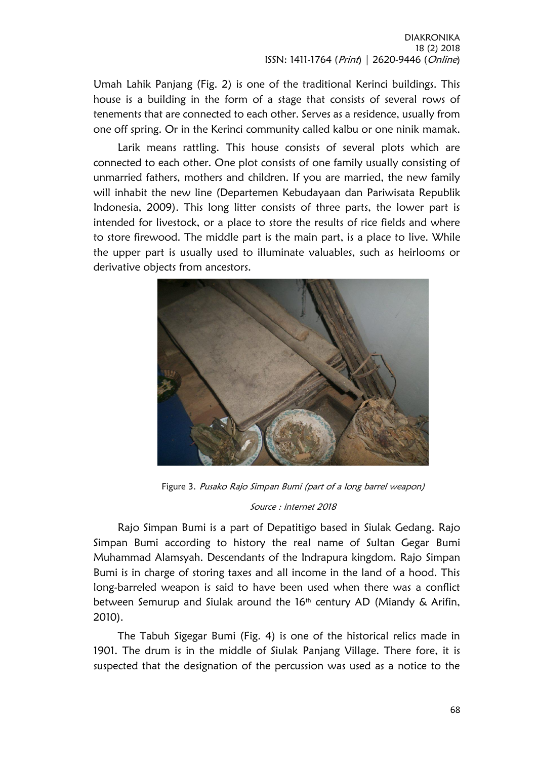Umah Lahik Panjang (Fig. 2) is one of the traditional Kerinci buildings. This house is a building in the form of a stage that consists of several rows of tenements that are connected to each other. Serves as a residence, usually from one off spring. Or in the Kerinci community called kalbu or one ninik mamak.

Larik means rattling. This house consists of several plots which are connected to each other. One plot consists of one family usually consisting of unmarried fathers, mothers and children. If you are married, the new family will inhabit the new line (Departemen Kebudayaan dan Pariwisata Republik Indonesia, 2009). This long litter consists of three parts, the lower part is intended for livestock, or a place to store the results of rice fields and where to store firewood. The middle part is the main part, is a place to live. While the upper part is usually used to illuminate valuables, such as heirlooms or derivative objects from ancestors.

Figure 3. *Pusako Rajo Simpan Bumi (part of a long barrel weapon)*

*Source : internet 2018*

Rajo Simpan Bumi is a part of Depatitigo based in Siulak Gedang. Rajo Simpan Bumi according to history the real name of Sultan Gegar Bumi Muhammad Alamsyah. Descendants of the Indrapura kingdom. Rajo Simpan Bumi is in charge of storing taxes and all income in the land of a hood. This long-barreled weapon is said to have been used when there was a conflict between Semurup and Siulak around the 16th century AD (Miandy & Arifin, 2010).

The Tabuh Sigegar Bumi (Fig. 4) is one of the historical relics made in 1901. The drum is in the middle of Siulak Panjang Village. There fore, it is suspected that the designation of the percussion was used as a notice to the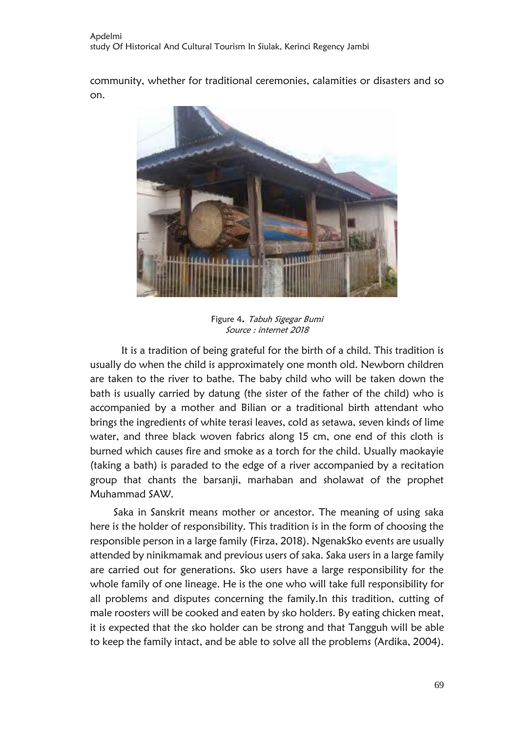community, whether for traditional ceremonies, calamities or disasters and so on.

Figure 4. *Tabuh Sigegar Bumi*
*Source : internet 2018*

It is a tradition of being grateful for the birth of a child. This tradition is usually do when the child is approximately one month old. Newborn children are taken to the river to bathe. The baby child who will be taken down the bath is usually carried by datung (the sister of the father of the child) who is accompanied by a mother and Bilian or a traditional birth attendant who brings the ingredients of white terasi leaves, cold as setawa, seven kinds of lime water, and three black woven fabrics along 15 cm, one end of this cloth is burned which causes fire and smoke as a torch for the child. Usually maokayie (taking a bath) is paraded to the edge of a river accompanied by a recitation group that chants the barsanji, marhaban and sholawat of the prophet Muhammad SAW.

Saka in Sanskrit means mother or ancestor. The meaning of using saka here is the holder of responsibility. This tradition is in the form of choosing the responsible person in a large family (Firza, 2018). NgenakSko events are usually attended by ninikmamak and previous users of saka. Saka users in a large family are carried out for generations. Sko users have a large responsibility for the whole family of one lineage. He is the one who will take full responsibility for all problems and disputes concerning the family.In this tradition, cutting of male roosters will be cooked and eaten by sko holders. By eating chicken meat, it is expected that the sko holder can be strong and that Tangguh will be able to keep the family intact, and be able to solve all the problems (Ardika, 2004).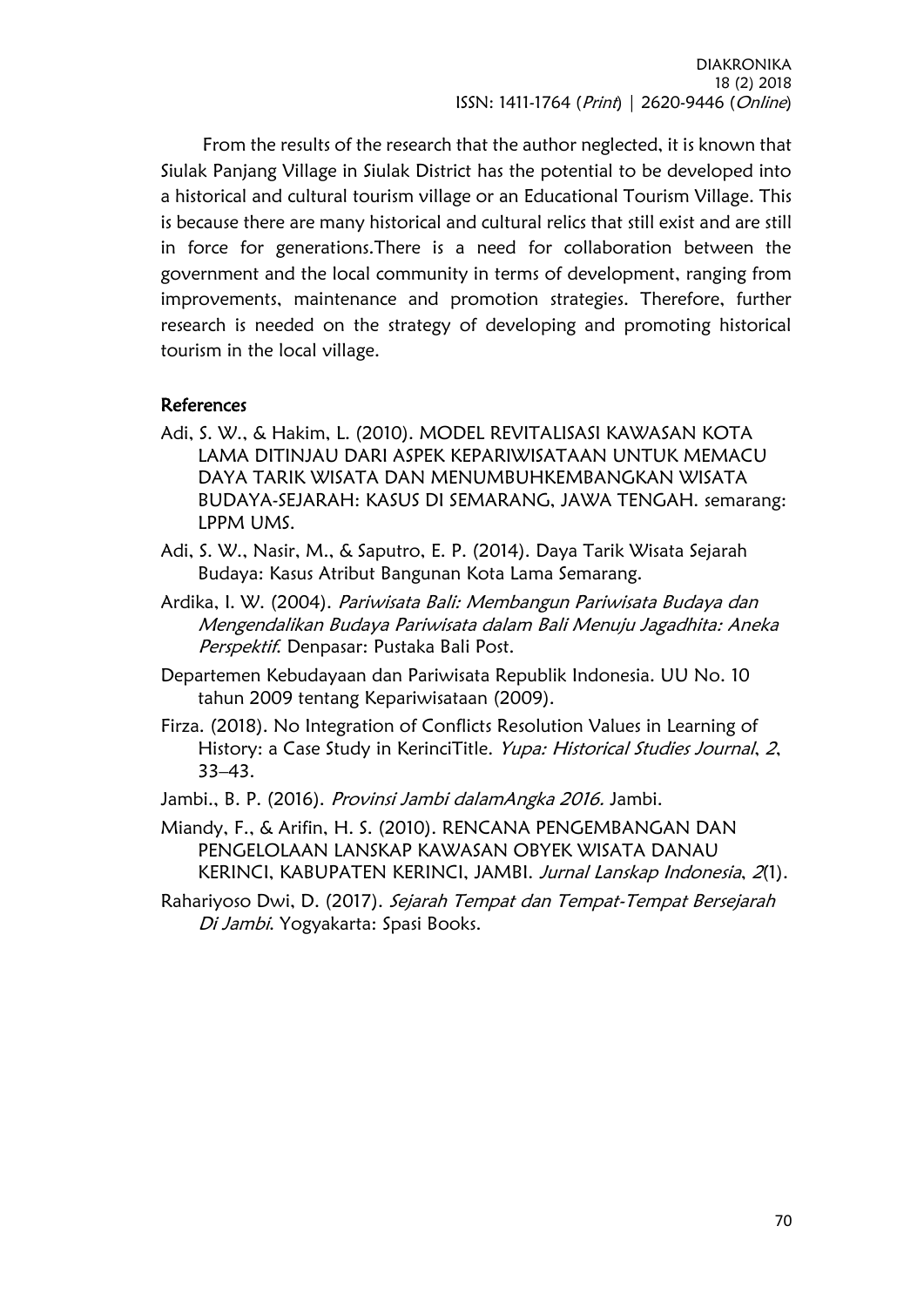From the results of the research that the author neglected, it is known that Siulak Panjang Village in Siulak District has the potential to be developed into a historical and cultural tourism village or an Educational Tourism Village. This is because there are many historical and cultural relics that still exist and are still in force for generations.There is a need for collaboration between the government and the local community in terms of development, ranging from improvements, maintenance and promotion strategies. Therefore, further research is needed on the strategy of developing and promoting historical tourism in the local village.

## References

Adi, S. W., & Hakim, L. (2010). MODEL REVITALISASI KAWASAN KOTA LAMA DITINJAU DARI ASPEK KEPARIWISATAAN UNTUK MEMACU DAYA TARIK WISATA DAN MENUMBUHKEMBANGKAN WISATA BUDAYA-SEJARAH: KASUS DI SEMARANG, JAWA TENGAH. semarang: LPPM UMS.

Adi, S. W., Nasir, M., & Saputro, E. P. (2014). Daya Tarik Wisata Sejarah Budaya: Kasus Atribut Bangunan Kota Lama Semarang.

Ardika, I. W. (2004). *Pariwisata Bali: Membangun Pariwisata Budaya dan Mengendalikan Budaya Pariwisata dalam Bali Menuju Jagadhita: Aneka Perspektif*. Denpasar: Pustaka Bali Post.

Departemen Kebudayaan dan Pariwisata Republik Indonesia. UU No. 10 tahun 2009 tentang Kepariwisataan (2009).

Firza. (2018). No Integration of Conflicts Resolution Values in Learning of History: a Case Study in KerinciTitle. *Yupa: Historical Studies Journal*, *2*, 33–43.

Jambi., B. P. (2016). *Provinsi Jambi dalamAngka 2016.* Jambi.

Miandy, F., & Arifin, H. S. (2010). RENCANA PENGEMBANGAN DAN PENGELOLAAN LANSKAP KAWASAN OBYEK WISATA DANAU KERINCI, KABUPATEN KERINCI, JAMBI. *Jurnal Lanskap Indonesia*, *2*(1).

Rahariyoso Dwi, D. (2017). *Sejarah Tempat dan Tempat-Tempat Bersejarah Di Jambi*. Yogyakarta: Spasi Books.